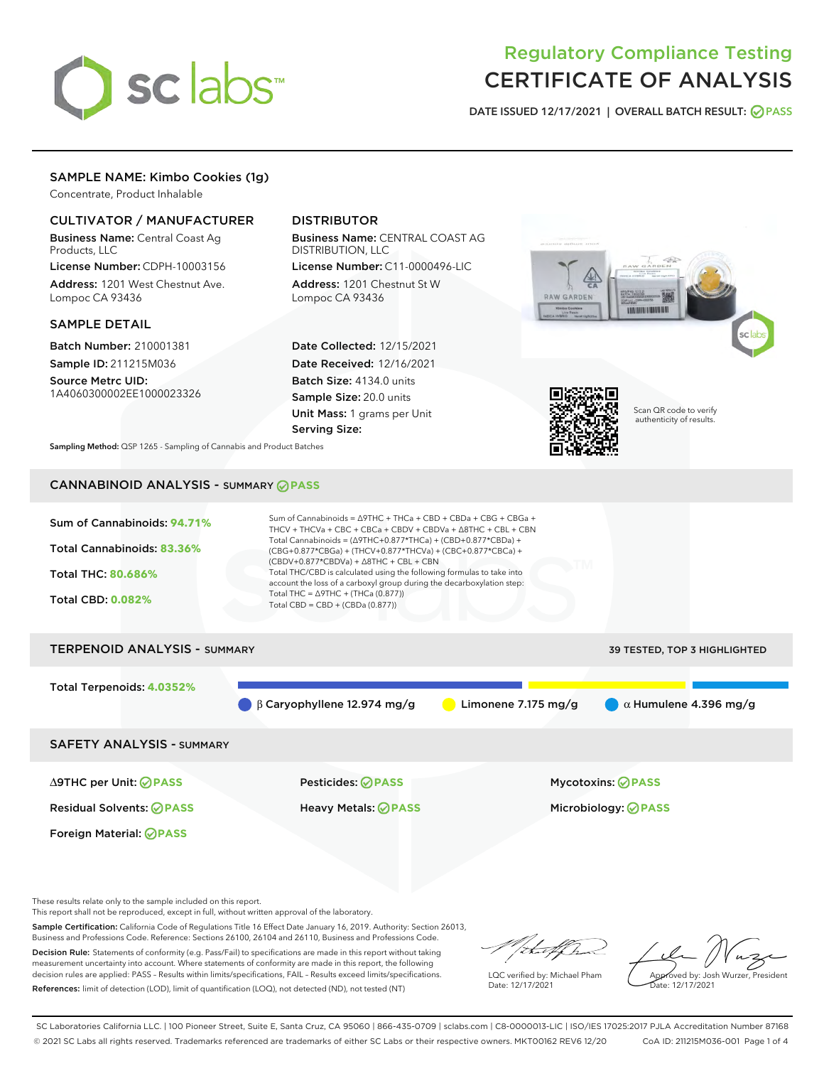# Regulatory Compliance Testing
# CERTIFICATE OF ANALYSIS

DATE ISSUED 12/17/2021 | OVERALL BATCH RESULT: PASS

## SAMPLE NAME: Kimbo Cookies (1g)

Concentrate, Product Inhalable

### CULTIVATOR / MANUFACTURER

**Business Name:** Central Coast Ag Products, LLC

**License Number:** CDPH-10003156

**Address:** 1201 West Chestnut Ave. Lompoc CA 93436

### DISTRIBUTOR

**Business Name:** CENTRAL COAST AG DISTRIBUTION, LLC

**License Number:** C11-0000496-LIC

**Address:** 1201 Chestnut St W Lompoc CA 93436

### SAMPLE DETAIL

**Batch Number:** 210001381

**Sample ID:** 211215M036

**Source Metrc UID:** 1A4060300002EE1000023326

**Date Collected:** 12/15/2021

**Date Received:** 12/16/2021

**Batch Size:** 4134.0 units

**Sample Size:** 20.0 units

**Unit Mass:** 1 grams per Unit

**Serving Size:**

Scan QR code to verify authenticity of results.

**Sampling Method:** QSP 1265 - Sampling of Cannabis and Product Batches

## CANNABINOID ANALYSIS - SUMMARY PASS

Sum of Cannabinoids: **94.71%**

Total Cannabinoids: **83.36%**

Total THC: **80.686%**

Total CBD: **0.082%**

Sum of Cannabinoids = Δ9THC + THCa + CBD + CBDa + CBG + CBGa + THCV + THCVa + CBC + CBCa + CBDV + CBDVa + Δ8THC + CBL + CBN

Total Cannabinoids = (Δ9THC+0.877*THCa) + (CBD+0.877*CBDa) + (CBG+0.877*CBGa) + (THCV+0.877*THCVa) + (CBC+0.877*CBCa) + (CBDV+0.877*CBDVa) + Δ8THC + CBL + CBN

Total THC/CBD is calculated using the following formulas to take into account the loss of a carboxyl group during the decarboxylation step:

Total THC = Δ9THC + (THCa (0.877))

Total CBD = CBD + (CBDa (0.877))

## TERPENOID ANALYSIS - SUMMARY

39 TESTED, TOP 3 HIGHLIGHTED

Total Terpenoids: **4.0352%**

β Caryophyllene 12.974 mg/g | Limonene 7.175 mg/g | α Humulene 4.396 mg/g

## SAFETY ANALYSIS - SUMMARY

| | | |
|---|---|---|
| Δ9THC per Unit: PASS | Pesticides: PASS | Mycotoxins: PASS |
| Residual Solvents: PASS | Heavy Metals: PASS | Microbiology: PASS |
| Foreign Material: PASS | | |

These results relate only to the sample included on this report.
This report shall not be reproduced, except in full, without written approval of the laboratory.

**Sample Certification:** California Code of Regulations Title 16 Effect Date January 16, 2019. Authority: Section 26013, Business and Professions Code. Reference: Sections 26100, 26104 and 26110, Business and Professions Code.

**Decision Rule:** Statements of conformity (e.g. Pass/Fail) to specifications are made in this report without taking measurement uncertainty into account. Where statements of conformity are made in this report, the following decision rules are applied: PASS – Results within limits/specifications, FAIL – Results exceed limits/specifications.

**References:** limit of detection (LOD), limit of quantification (LOQ), not detected (ND), not tested (NT)

LQC verified by: Michael Pham
Date: 12/17/2021

Approved by: Josh Wurzer, President
Date: 12/17/2021

SC Laboratories California LLC. | 100 Pioneer Street, Suite E, Santa Cruz, CA 95060 | 866-435-0709 | sclabs.com | C8-0000013-LIC | ISO/IES 17025:2017 PJLA Accreditation Number 87168
© 2021 SC Labs all rights reserved. Trademarks referenced are trademarks of either SC Labs or their respective owners. MKT00162 REV6 12/20 CoA ID: 211215M036-001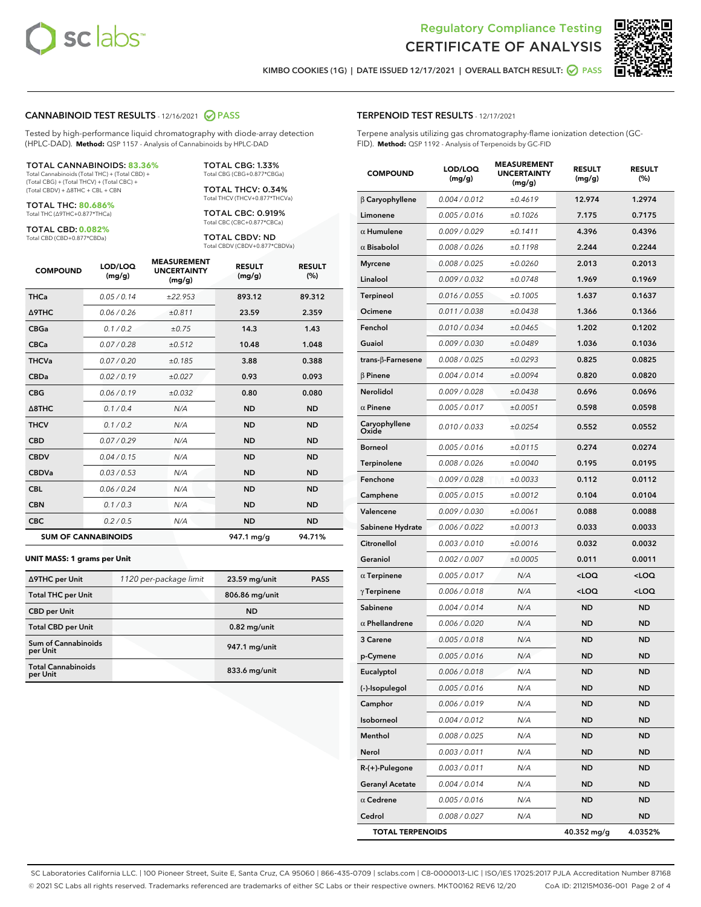# Regulatory Compliance Testing
# CERTIFICATE OF ANALYSIS

KIMBO COOKIES (1G) | DATE ISSUED 12/17/2021 | OVERALL BATCH RESULT: PASS

## CANNABINOID TEST RESULTS - 12/16/2021 PASS

Tested by high-performance liquid chromatography with diode-array detection (HPLC-DAD). **Method:** QSP 1157 - Analysis of Cannabinoids by HPLC-DAD

**TOTAL CANNABINOIDS: 83.36%**
Total Cannabinoids (Total THC) + (Total CBD) + (Total CBG) + (Total THCV) + (Total CBC) + (Total CBDV) + Δ8THC + CBL + CBN

**TOTAL THC: 80.686%**
Total THC (Δ9THC+0.877*THCa)

**TOTAL CBD: 0.082%**
Total CBD (CBD+0.877*CBDa)

**TOTAL CBG: 1.33%**
Total CBG (CBG+0.877*CBGa)

**TOTAL THCV: 0.34%**
Total THCV (THCV+0.877*THCVa)

**TOTAL CBC: 0.919%**
Total CBC (CBC+0.877*CBCa)

**TOTAL CBDV: ND**
Total CBDV (CBDV+0.877*CBDVa)

| COMPOUND | LOD/LOQ (mg/g) | MEASUREMENT UNCERTAINTY (mg/g) | RESULT (mg/g) | RESULT (%) |
|---|---|---|---|---|
| THCa | 0.05 / 0.14 | ±22.953 | 893.12 | 89.312 |
| Δ9THC | 0.06 / 0.26 | ±0.811 | 23.59 | 2.359 |
| CBGa | 0.1 / 0.2 | ±0.75 | 14.3 | 1.43 |
| CBCa | 0.07 / 0.28 | ±0.512 | 10.48 | 1.048 |
| THCVa | 0.07 / 0.20 | ±0.185 | 3.88 | 0.388 |
| CBDa | 0.02 / 0.19 | ±0.027 | 0.93 | 0.093 |
| CBG | 0.06 / 0.19 | ±0.032 | 0.80 | 0.080 |
| Δ8THC | 0.1 / 0.4 | N/A | ND | ND |
| THCV | 0.1 / 0.2 | N/A | ND | ND |
| CBD | 0.07 / 0.29 | N/A | ND | ND |
| CBDV | 0.04 / 0.15 | N/A | ND | ND |
| CBDVa | 0.03 / 0.53 | N/A | ND | ND |
| CBL | 0.06 / 0.24 | N/A | ND | ND |
| CBN | 0.1 / 0.3 | N/A | ND | ND |
| CBC | 0.2 / 0.5 | N/A | ND | ND |
| **SUM OF CANNABINOIDS** | | | **947.1 mg/g** | **94.71%** |

**UNIT MASS: 1 grams per Unit**

| | | | |
|---|---|---|---|
| Δ9THC per Unit | 1120 per-package limit | 23.59 mg/unit | PASS |
| Total THC per Unit | | 806.86 mg/unit | |
| CBD per Unit | | ND | |
| Total CBD per Unit | | 0.82 mg/unit | |
| Sum of Cannabinoids per Unit | | 947.1 mg/unit | |
| Total Cannabinoids per Unit | | 833.6 mg/unit | |

## TERPENOID TEST RESULTS - 12/17/2021

Terpene analysis utilizing gas chromatography-flame ionization detection (GC-FID). **Method:** QSP 1192 - Analysis of Terpenoids by GC-FID

| COMPOUND | LOD/LOQ (mg/g) | MEASUREMENT UNCERTAINTY (mg/g) | RESULT (mg/g) | RESULT (%) |
|---|---|---|---|---|
| β Caryophyllene | 0.004 / 0.012 | ±0.4619 | 12.974 | 1.2974 |
| Limonene | 0.005 / 0.016 | ±0.1026 | 7.175 | 0.7175 |
| α Humulene | 0.009 / 0.029 | ±0.1411 | 4.396 | 0.4396 |
| α Bisabolol | 0.008 / 0.026 | ±0.1198 | 2.244 | 0.2244 |
| Myrcene | 0.008 / 0.025 | ±0.0260 | 2.013 | 0.2013 |
| Linalool | 0.009 / 0.032 | ±0.0748 | 1.969 | 0.1969 |
| Terpineol | 0.016 / 0.055 | ±0.1005 | 1.637 | 0.1637 |
| Ocimene | 0.011 / 0.038 | ±0.0438 | 1.366 | 0.1366 |
| Fenchol | 0.010 / 0.034 | ±0.0465 | 1.202 | 0.1202 |
| Guaiol | 0.009 / 0.030 | ±0.0489 | 1.036 | 0.1036 |
| trans-β-Farnesene | 0.008 / 0.025 | ±0.0293 | 0.825 | 0.0825 |
| β Pinene | 0.004 / 0.014 | ±0.0094 | 0.820 | 0.0820 |
| Nerolidol | 0.009 / 0.028 | ±0.0438 | 0.696 | 0.0696 |
| α Pinene | 0.005 / 0.017 | ±0.0051 | 0.598 | 0.0598 |
| Caryophyllene Oxide | 0.010 / 0.033 | ±0.0254 | 0.552 | 0.0552 |
| Borneol | 0.005 / 0.016 | ±0.0115 | 0.274 | 0.0274 |
| Terpinolene | 0.008 / 0.026 | ±0.0040 | 0.195 | 0.0195 |
| Fenchone | 0.009 / 0.028 | ±0.0033 | 0.112 | 0.0112 |
| Camphene | 0.005 / 0.015 | ±0.0012 | 0.104 | 0.0104 |
| Valencene | 0.009 / 0.030 | ±0.0061 | 0.088 | 0.0088 |
| Sabinene Hydrate | 0.006 / 0.022 | ±0.0013 | 0.033 | 0.0033 |
| Citronellol | 0.003 / 0.010 | ±0.0016 | 0.032 | 0.0032 |
| Geraniol | 0.002 / 0.007 | ±0.0005 | 0.011 | 0.0011 |
| α Terpinene | 0.005 / 0.017 | N/A | <LOQ | <LOQ |
| γ Terpinene | 0.006 / 0.018 | N/A | <LOQ | <LOQ |
| Sabinene | 0.004 / 0.014 | N/A | ND | ND |
| α Phellandrene | 0.006 / 0.020 | N/A | ND | ND |
| 3 Carene | 0.005 / 0.018 | N/A | ND | ND |
| p-Cymene | 0.005 / 0.016 | N/A | ND | ND |
| Eucalyptol | 0.006 / 0.018 | N/A | ND | ND |
| (-)-Isopulegol | 0.005 / 0.016 | N/A | ND | ND |
| Camphor | 0.006 / 0.019 | N/A | ND | ND |
| Isoborneol | 0.004 / 0.012 | N/A | ND | ND |
| Menthol | 0.008 / 0.025 | N/A | ND | ND |
| Nerol | 0.003 / 0.011 | N/A | ND | ND |
| R-(+)-Pulegone | 0.003 / 0.011 | N/A | ND | ND |
| Geranyl Acetate | 0.004 / 0.014 | N/A | ND | ND |
| α Cedrene | 0.005 / 0.016 | N/A | ND | ND |
| Cedrol | 0.008 / 0.027 | N/A | ND | ND |
| **TOTAL TERPENOIDS** | | | **40.352 mg/g** | **4.0352%** |

SC Laboratories California LLC. | 100 Pioneer Street, Suite E, Santa Cruz, CA 95060 | 866-435-0709 | sclabs.com | C8-0000013-LIC | ISO/IES 17025:2017 PJLA Accreditation Number 87168
© 2021 SC Labs all rights reserved. Trademarks referenced are trademarks of either SC Labs or their respective owners. MKT00162 REV6 12/20 CoA ID: 211215M036-001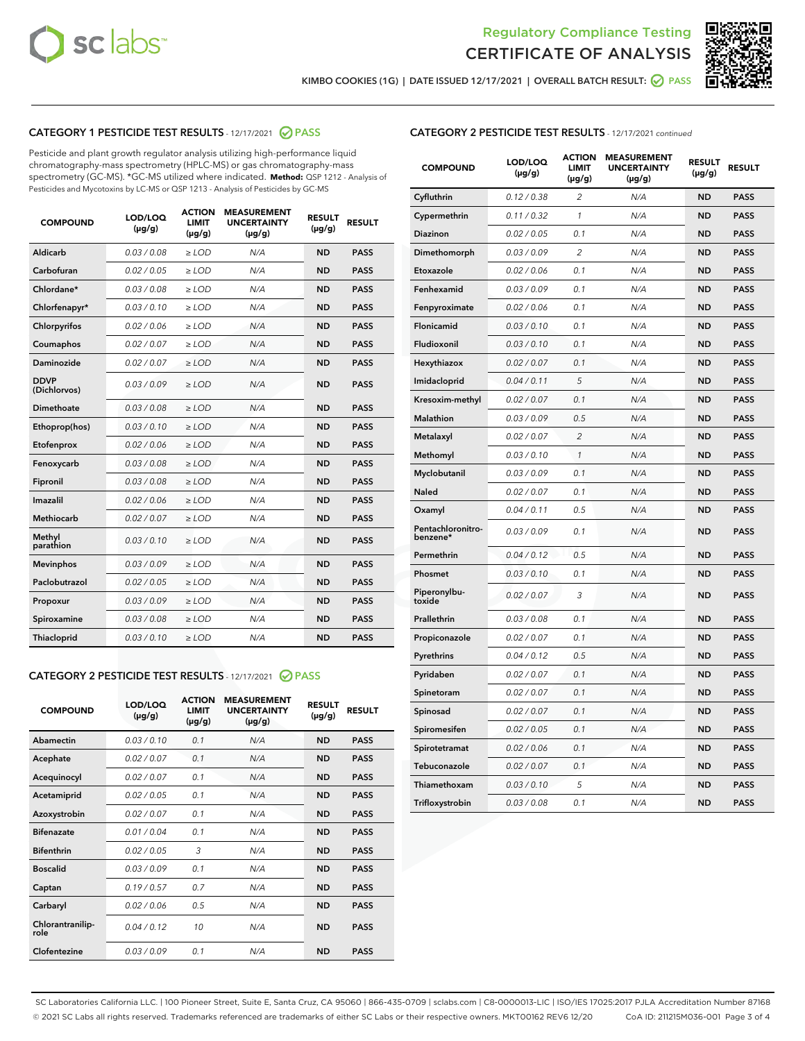Regulatory Compliance Testing
CERTIFICATE OF ANALYSIS

KIMBO COOKIES (1G) | DATE ISSUED 12/17/2021 | OVERALL BATCH RESULT: PASS

## CATEGORY 1 PESTICIDE TEST RESULTS - 12/17/2021 PASS

Pesticide and plant growth regulator analysis utilizing high-performance liquid chromatography-mass spectrometry (HPLC-MS) or gas chromatography-mass spectrometry (GC-MS). *GC-MS utilized where indicated. **Method:** QSP 1212 - Analysis of Pesticides and Mycotoxins by LC-MS or QSP 1213 - Analysis of Pesticides by GC-MS

| COMPOUND | LOD/LOQ (µg/g) | ACTION LIMIT (µg/g) | MEASUREMENT UNCERTAINTY (µg/g) | RESULT (µg/g) | RESULT |
|---|---|---|---|---|---|
| Aldicarb | 0.03 / 0.08 | ≥ LOD | N/A | ND | PASS |
| Carbofuran | 0.02 / 0.05 | ≥ LOD | N/A | ND | PASS |
| Chlordane* | 0.03 / 0.08 | ≥ LOD | N/A | ND | PASS |
| Chlorfenapyr* | 0.03 / 0.10 | ≥ LOD | N/A | ND | PASS |
| Chlorpyrifos | 0.02 / 0.06 | ≥ LOD | N/A | ND | PASS |
| Coumaphos | 0.02 / 0.07 | ≥ LOD | N/A | ND | PASS |
| Daminozide | 0.02 / 0.07 | ≥ LOD | N/A | ND | PASS |
| DDVP (Dichlorvos) | 0.03 / 0.09 | ≥ LOD | N/A | ND | PASS |
| Dimethoate | 0.03 / 0.08 | ≥ LOD | N/A | ND | PASS |
| Ethoprop(hos) | 0.03 / 0.10 | ≥ LOD | N/A | ND | PASS |
| Etofenprox | 0.02 / 0.06 | ≥ LOD | N/A | ND | PASS |
| Fenoxycarb | 0.03 / 0.08 | ≥ LOD | N/A | ND | PASS |
| Fipronil | 0.03 / 0.08 | ≥ LOD | N/A | ND | PASS |
| Imazalil | 0.02 / 0.06 | ≥ LOD | N/A | ND | PASS |
| Methiocarb | 0.02 / 0.07 | ≥ LOD | N/A | ND | PASS |
| Methyl parathion | 0.03 / 0.10 | ≥ LOD | N/A | ND | PASS |
| Mevinphos | 0.03 / 0.09 | ≥ LOD | N/A | ND | PASS |
| Paclobutrazol | 0.02 / 0.05 | ≥ LOD | N/A | ND | PASS |
| Propoxur | 0.03 / 0.09 | ≥ LOD | N/A | ND | PASS |
| Spiroxamine | 0.03 / 0.08 | ≥ LOD | N/A | ND | PASS |
| Thiacloprid | 0.03 / 0.10 | ≥ LOD | N/A | ND | PASS |

## CATEGORY 2 PESTICIDE TEST RESULTS - 12/17/2021 PASS

| COMPOUND | LOD/LOQ (µg/g) | ACTION LIMIT (µg/g) | MEASUREMENT UNCERTAINTY (µg/g) | RESULT (µg/g) | RESULT |
|---|---|---|---|---|---|
| Abamectin | 0.03 / 0.10 | 0.1 | N/A | ND | PASS |
| Acephate | 0.02 / 0.07 | 0.1 | N/A | ND | PASS |
| Acequinocyl | 0.02 / 0.07 | 0.1 | N/A | ND | PASS |
| Acetamiprid | 0.02 / 0.05 | 0.1 | N/A | ND | PASS |
| Azoxystrobin | 0.02 / 0.07 | 0.1 | N/A | ND | PASS |
| Bifenazate | 0.01 / 0.04 | 0.1 | N/A | ND | PASS |
| Bifenthrin | 0.02 / 0.05 | 3 | N/A | ND | PASS |
| Boscalid | 0.03 / 0.09 | 0.1 | N/A | ND | PASS |
| Captan | 0.19 / 0.57 | 0.7 | N/A | ND | PASS |
| Carbaryl | 0.02 / 0.06 | 0.5 | N/A | ND | PASS |
| Chlorantraniliprole | 0.04 / 0.12 | 10 | N/A | ND | PASS |
| Clofentezine | 0.03 / 0.09 | 0.1 | N/A | ND | PASS |
| Cyfluthrin | 0.12 / 0.38 | 2 | N/A | ND | PASS |
| Cypermethrin | 0.11 / 0.32 | 1 | N/A | ND | PASS |
| Diazinon | 0.02 / 0.05 | 0.1 | N/A | ND | PASS |
| Dimethomorph | 0.03 / 0.09 | 2 | N/A | ND | PASS |
| Etoxazole | 0.02 / 0.06 | 0.1 | N/A | ND | PASS |
| Fenhexamid | 0.03 / 0.09 | 0.1 | N/A | ND | PASS |
| Fenpyroximate | 0.02 / 0.06 | 0.1 | N/A | ND | PASS |
| Flonicamid | 0.03 / 0.10 | 0.1 | N/A | ND | PASS |
| Fludioxonil | 0.03 / 0.10 | 0.1 | N/A | ND | PASS |
| Hexythiazox | 0.02 / 0.07 | 0.1 | N/A | ND | PASS |
| Imidacloprid | 0.04 / 0.11 | 5 | N/A | ND | PASS |
| Kresoxim-methyl | 0.02 / 0.07 | 0.1 | N/A | ND | PASS |
| Malathion | 0.03 / 0.09 | 0.5 | N/A | ND | PASS |
| Metalaxyl | 0.02 / 0.07 | 2 | N/A | ND | PASS |
| Methomyl | 0.03 / 0.10 | 1 | N/A | ND | PASS |
| Myclobutanil | 0.03 / 0.09 | 0.1 | N/A | ND | PASS |
| Naled | 0.02 / 0.07 | 0.1 | N/A | ND | PASS |
| Oxamyl | 0.04 / 0.11 | 0.5 | N/A | ND | PASS |
| Pentachloronitrobenzene* | 0.03 / 0.09 | 0.1 | N/A | ND | PASS |
| Permethrin | 0.04 / 0.12 | 0.5 | N/A | ND | PASS |
| Phosmet | 0.03 / 0.10 | 0.1 | N/A | ND | PASS |
| Piperonylbutoxide | 0.02 / 0.07 | 3 | N/A | ND | PASS |
| Prallethrin | 0.03 / 0.08 | 0.1 | N/A | ND | PASS |
| Propiconazole | 0.02 / 0.07 | 0.1 | N/A | ND | PASS |
| Pyrethrins | 0.04 / 0.12 | 0.5 | N/A | ND | PASS |
| Pyridaben | 0.02 / 0.07 | 0.1 | N/A | ND | PASS |
| Spinetoram | 0.02 / 0.07 | 0.1 | N/A | ND | PASS |
| Spinosad | 0.02 / 0.07 | 0.1 | N/A | ND | PASS |
| Spiromesifen | 0.02 / 0.05 | 0.1 | N/A | ND | PASS |
| Spirotetramat | 0.02 / 0.06 | 0.1 | N/A | ND | PASS |
| Tebuconazole | 0.02 / 0.07 | 0.1 | N/A | ND | PASS |
| Thiamethoxam | 0.03 / 0.10 | 5 | N/A | ND | PASS |
| Trifloxystrobin | 0.03 / 0.08 | 0.1 | N/A | ND | PASS |

SC Laboratories California LLC. | 100 Pioneer Street, Suite E, Santa Cruz, CA 95060 | 866-435-0709 | sclabs.com | C8-0000013-LIC | ISO/IES 17025:2017 PJLA Accreditation Number 87168
© 2021 SC Labs all rights reserved. Trademarks referenced are trademarks of either SC Labs or their respective owners. MKT00162 REV6 12/20 CoA ID: 211215M036-001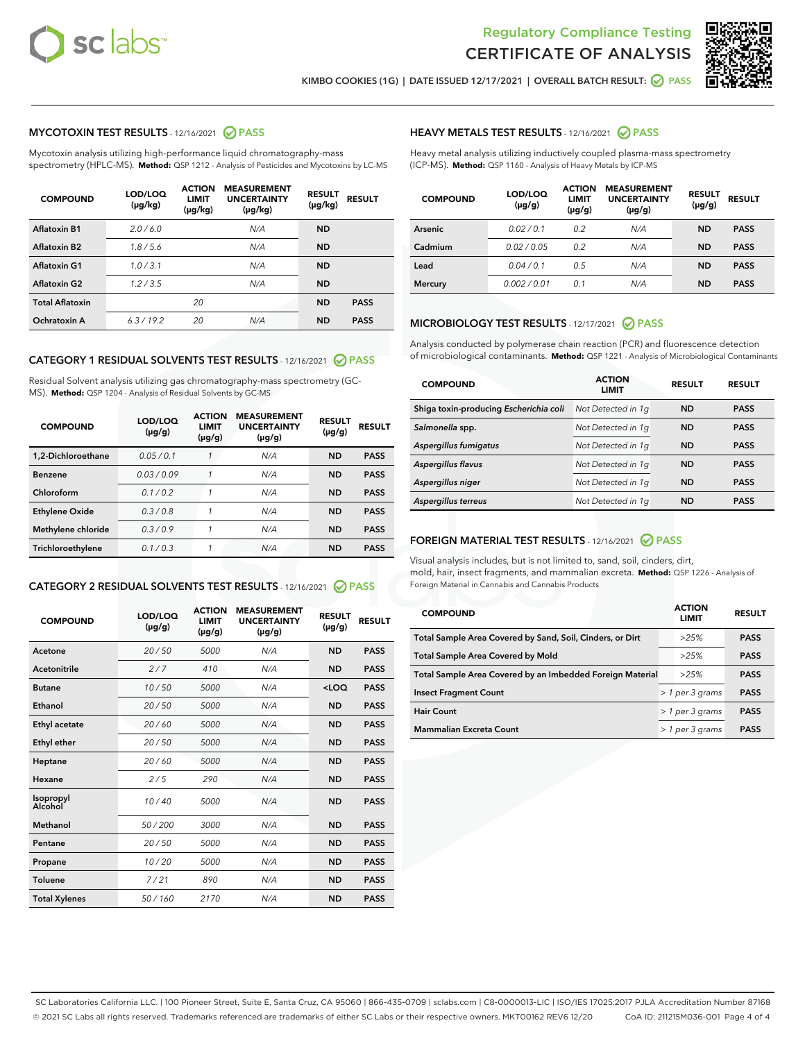Regulatory Compliance Testing
# CERTIFICATE OF ANALYSIS

KIMBO COOKIES (1G) | DATE ISSUED 12/17/2021 | OVERALL BATCH RESULT: PASS

## MYCOTOXIN TEST RESULTS - 12/16/2021 PASS

Mycotoxin analysis utilizing high-performance liquid chromatography-mass spectrometry (HPLC-MS). **Method:** QSP 1212 - Analysis of Pesticides and Mycotoxins by LC-MS

| COMPOUND | LOD/LOQ (µg/kg) | ACTION LIMIT (µg/kg) | MEASUREMENT UNCERTAINTY (µg/kg) | RESULT (µg/kg) | RESULT |
|---|---|---|---|---|---|
| Aflatoxin B1 | 2.0 / 6.0 | | N/A | ND | |
| Aflatoxin B2 | 1.8 / 5.6 | | N/A | ND | |
| Aflatoxin G1 | 1.0 / 3.1 | | N/A | ND | |
| Aflatoxin G2 | 1.2 / 3.5 | | N/A | ND | |
| Total Aflatoxin | | 20 | | ND | PASS |
| Ochratoxin A | 6.3 / 19.2 | 20 | N/A | ND | PASS |

## CATEGORY 1 RESIDUAL SOLVENTS TEST RESULTS - 12/16/2021 PASS

Residual Solvent analysis utilizing gas chromatography-mass spectrometry (GC-MS). **Method:** QSP 1204 - Analysis of Residual Solvents by GC-MS

| COMPOUND | LOD/LOQ (µg/g) | ACTION LIMIT (µg/g) | MEASUREMENT UNCERTAINTY (µg/g) | RESULT (µg/g) | RESULT |
|---|---|---|---|---|---|
| 1,2-Dichloroethane | 0.05 / 0.1 | 1 | N/A | ND | PASS |
| Benzene | 0.03 / 0.09 | 1 | N/A | ND | PASS |
| Chloroform | 0.1 / 0.2 | 1 | N/A | ND | PASS |
| Ethylene Oxide | 0.3 / 0.8 | 1 | N/A | ND | PASS |
| Methylene chloride | 0.3 / 0.9 | 1 | N/A | ND | PASS |
| Trichloroethylene | 0.1 / 0.3 | 1 | N/A | ND | PASS |

## CATEGORY 2 RESIDUAL SOLVENTS TEST RESULTS - 12/16/2021 PASS

| COMPOUND | LOD/LOQ (µg/g) | ACTION LIMIT (µg/g) | MEASUREMENT UNCERTAINTY (µg/g) | RESULT (µg/g) | RESULT |
|---|---|---|---|---|---|
| Acetone | 20 / 50 | 5000 | N/A | ND | PASS |
| Acetonitrile | 2 / 7 | 410 | N/A | ND | PASS |
| Butane | 10 / 50 | 5000 | N/A | <LOQ | PASS |
| Ethanol | 20 / 50 | 5000 | N/A | ND | PASS |
| Ethyl acetate | 20 / 60 | 5000 | N/A | ND | PASS |
| Ethyl ether | 20 / 50 | 5000 | N/A | ND | PASS |
| Heptane | 20 / 60 | 5000 | N/A | ND | PASS |
| Hexane | 2 / 5 | 290 | N/A | ND | PASS |
| Isopropyl Alcohol | 10 / 40 | 5000 | N/A | ND | PASS |
| Methanol | 50 / 200 | 3000 | N/A | ND | PASS |
| Pentane | 20 / 50 | 5000 | N/A | ND | PASS |
| Propane | 10 / 20 | 5000 | N/A | ND | PASS |
| Toluene | 7 / 21 | 890 | N/A | ND | PASS |
| Total Xylenes | 50 / 160 | 2170 | N/A | ND | PASS |

## HEAVY METALS TEST RESULTS - 12/16/2021 PASS

Heavy metal analysis utilizing inductively coupled plasma-mass spectrometry (ICP-MS). **Method:** QSP 1160 - Analysis of Heavy Metals by ICP-MS

| COMPOUND | LOD/LOQ (µg/g) | ACTION LIMIT (µg/g) | MEASUREMENT UNCERTAINTY (µg/g) | RESULT (µg/g) | RESULT |
|---|---|---|---|---|---|
| Arsenic | 0.02 / 0.1 | 0.2 | N/A | ND | PASS |
| Cadmium | 0.02 / 0.05 | 0.2 | N/A | ND | PASS |
| Lead | 0.04 / 0.1 | 0.5 | N/A | ND | PASS |
| Mercury | 0.002 / 0.01 | 0.1 | N/A | ND | PASS |

## MICROBIOLOGY TEST RESULTS - 12/17/2021 PASS

Analysis conducted by polymerase chain reaction (PCR) and fluorescence detection of microbiological contaminants. **Method:** QSP 1221 - Analysis of Microbiological Contaminants

| COMPOUND | ACTION LIMIT | RESULT | RESULT |
|---|---|---|---|
| Shiga toxin-producing *Escherichia coli* | Not Detected in 1g | ND | PASS |
| *Salmonella* spp. | Not Detected in 1g | ND | PASS |
| *Aspergillus fumigatus* | Not Detected in 1g | ND | PASS |
| *Aspergillus flavus* | Not Detected in 1g | ND | PASS |
| *Aspergillus niger* | Not Detected in 1g | ND | PASS |
| *Aspergillus terreus* | Not Detected in 1g | ND | PASS |

## FOREIGN MATERIAL TEST RESULTS - 12/16/2021 PASS

Visual analysis includes, but is not limited to, sand, soil, cinders, dirt, mold, hair, insect fragments, and mammalian excreta. **Method:** QSP 1226 - Analysis of Foreign Material in Cannabis and Cannabis Products

| COMPOUND | ACTION LIMIT | RESULT |
|---|---|---|
| Total Sample Area Covered by Sand, Soil, Cinders, or Dirt | >25% | PASS |
| Total Sample Area Covered by Mold | >25% | PASS |
| Total Sample Area Covered by an Imbedded Foreign Material | >25% | PASS |
| Insect Fragment Count | > 1 per 3 grams | PASS |
| Hair Count | > 1 per 3 grams | PASS |
| Mammalian Excreta Count | > 1 per 3 grams | PASS |

SC Laboratories California LLC. | 100 Pioneer Street, Suite E, Santa Cruz, CA 95060 | 866-435-0709 | sclabs.com | C8-0000013-LIC | ISO/IES 17025:2017 PJLA Accreditation Number 87168
© 2021 SC Labs all rights reserved. Trademarks referenced are trademarks of either SC Labs or their respective owners. MKT00162 REV6 12/20 CoA ID: 211215M036-001